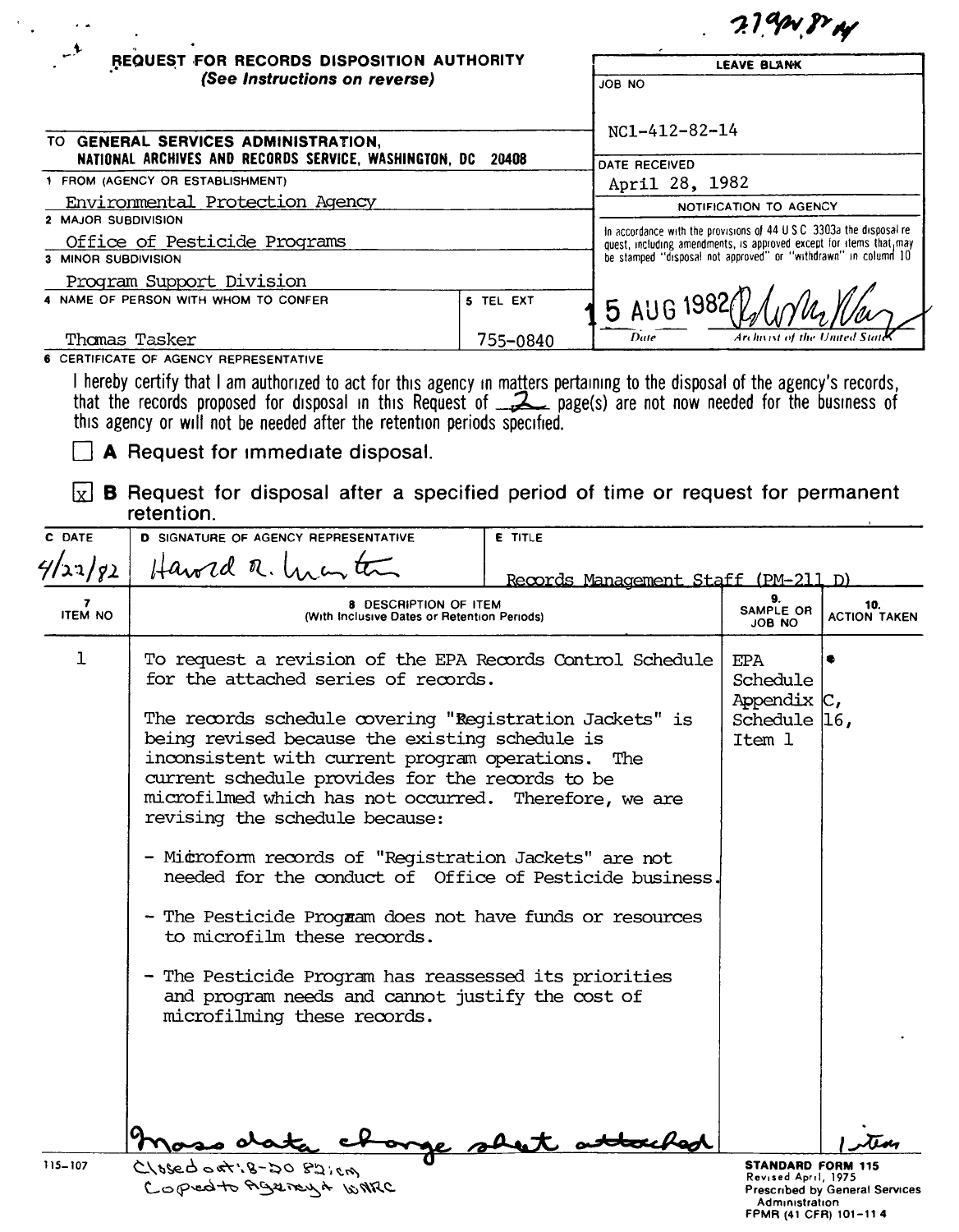21904 87 M

**REQUEST FOR RECORDS DISPOSITION AUTHORITY**
*(See Instructions on reverse)*

| LEAVE BLANK |
|---|
| JOB NO: NC1-412-82-14 |
| DATE RECEIVED: April 28, 1982 |
| NOTIFICATION TO AGENCY |
| In accordance with the provisions of 44 U S C 3303a the disposal request, including amendments, is approved except for items that may be stamped "disposal not approved" or "withdrawn" in column 10 |
| 15 AUG 1982 — Date — Archivist of the United States |

TO **GENERAL SERVICES ADMINISTRATION, NATIONAL ARCHIVES AND RECORDS SERVICE, WASHINGTON, DC 20408**

1 FROM (AGENCY OR ESTABLISHMENT): Environmental Protection Agency

2 MAJOR SUBDIVISION: Office of Pesticide Programs

3 MINOR SUBDIVISION: Program Support Division

4 NAME OF PERSON WITH WHOM TO CONFER: Thomas Tasker

5 TEL EXT: 755-0840

6 CERTIFICATE OF AGENCY REPRESENTATIVE

I hereby certify that I am authorized to act for this agency in matters pertaining to the disposal of the agency's records, that the records proposed for disposal in this Request of 2 page(s) are not now needed for the business of this agency or will not be needed after the retention periods specified.

☐ **A** Request for immediate disposal.

☒ **B** Request for disposal after a specified period of time or request for permanent retention.

| C DATE | D SIGNATURE OF AGENCY REPRESENTATIVE | E TITLE |
|---|---|---|
| 4/22/82 | Harold R. Martin | Records Management Staff (PM-211 D) |

| 7 ITEM NO | 8 DESCRIPTION OF ITEM (With Inclusive Dates or Retention Periods) | 9. SAMPLE OR JOB NO | 10. ACTION TAKEN |
|---|---|---|---|
| 1 | To request a revision of the EPA Records Control Schedule for the attached series of records.<br><br>The records schedule covering "Registration Jackets" is being revised because the existing schedule is inconsistent with current program operations. The current schedule provides for the records to be microfilmed which has not occurred. Therefore, we are revising the schedule because:<br><br>- Microform records of "Registration Jackets" are not needed for the conduct of Office of Pesticide business.<br><br>- The Pesticide Program does not have funds or resources to microfilm these records.<br><br>- The Pesticide Program has reassessed its priorities and program needs and cannot justify the cost of microfilming these records.<br><br>Mass data change sheet attached | EPA Schedule Appendix C, Schedule 16, Item 1 | * |

1 item

115-107

Closed out: 8-30 82; cm
Copied to Agency & WNRC

**STANDARD FORM 115**
Revised April, 1975
Prescribed by General Services Administration
FPMR (41 CFR) 101-11 4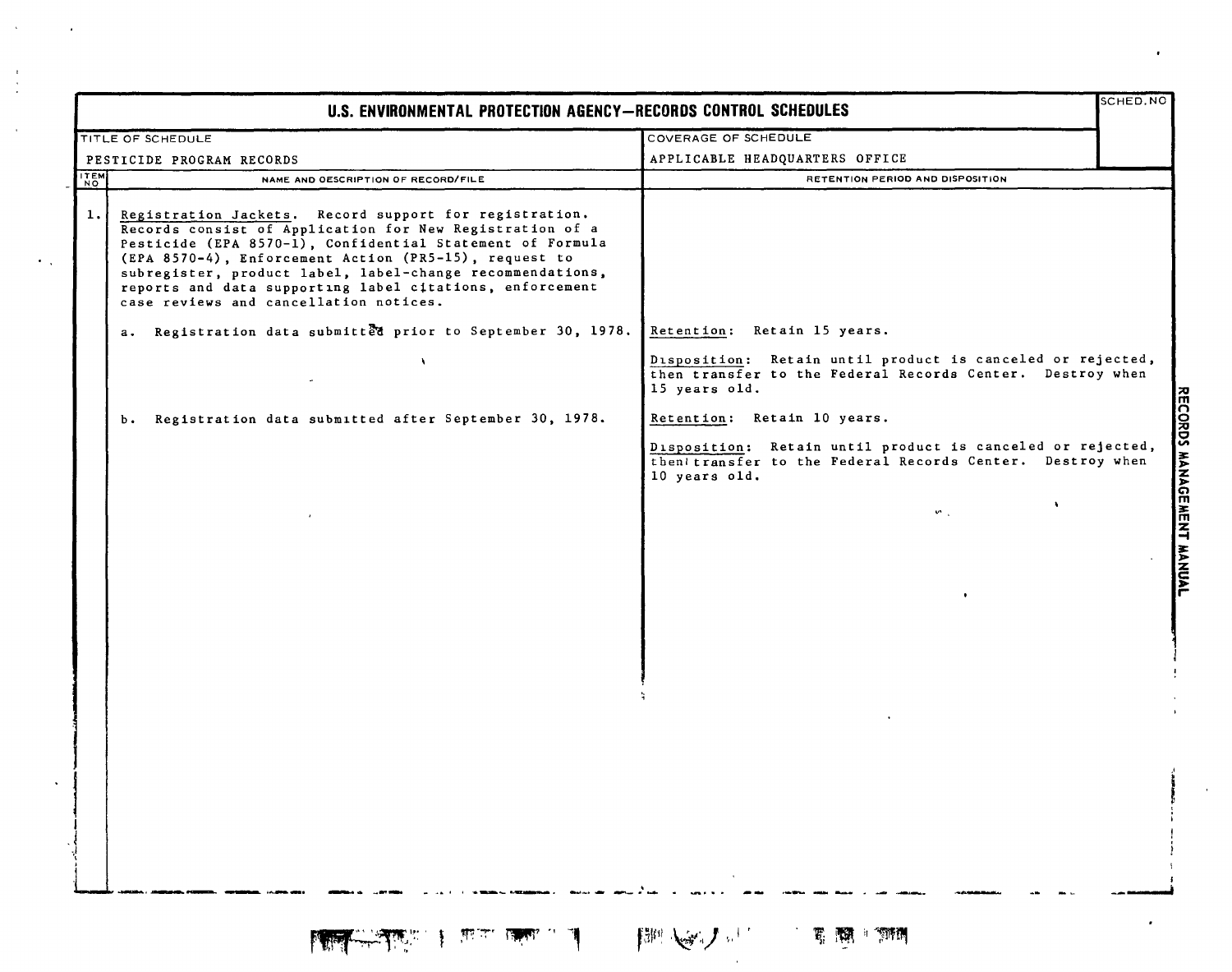# U.S. ENVIRONMENTAL PROTECTION AGENCY—RECORDS CONTROL SCHEDULES

| TITLE OF SCHEDULE | COVERAGE OF SCHEDULE | SCHED. NO |
|---|---|---|
| PESTICIDE PROGRAM RECORDS | APPLICABLE HEADQUARTERS OFFICE | |

| ITEM NO | NAME AND DESCRIPTION OF RECORD/FILE | RETENTION PERIOD AND DISPOSITION |
|---|---|---|
| 1. | Registration Jackets. Record support for registration. Records consist of Application for New Registration of a Pesticide (EPA 8570-1), Confidential Statement of Formula (EPA 8570-4), Enforcement Action (PR5-15), request to subregister, product label, label-change recommendations, reports and data supporting label citations, enforcement case reviews and cancellation notices. | |
| | a. Registration data submitted prior to September 30, 1978. | Retention: Retain 15 years.<br><br>Disposition: Retain until product is canceled or rejected, then transfer to the Federal Records Center. Destroy when 15 years old. |
| | b. Registration data submitted after September 30, 1978. | Retention: Retain 10 years.<br><br>Disposition: Retain until product is canceled or rejected, then transfer to the Federal Records Center. Destroy when 10 years old. |